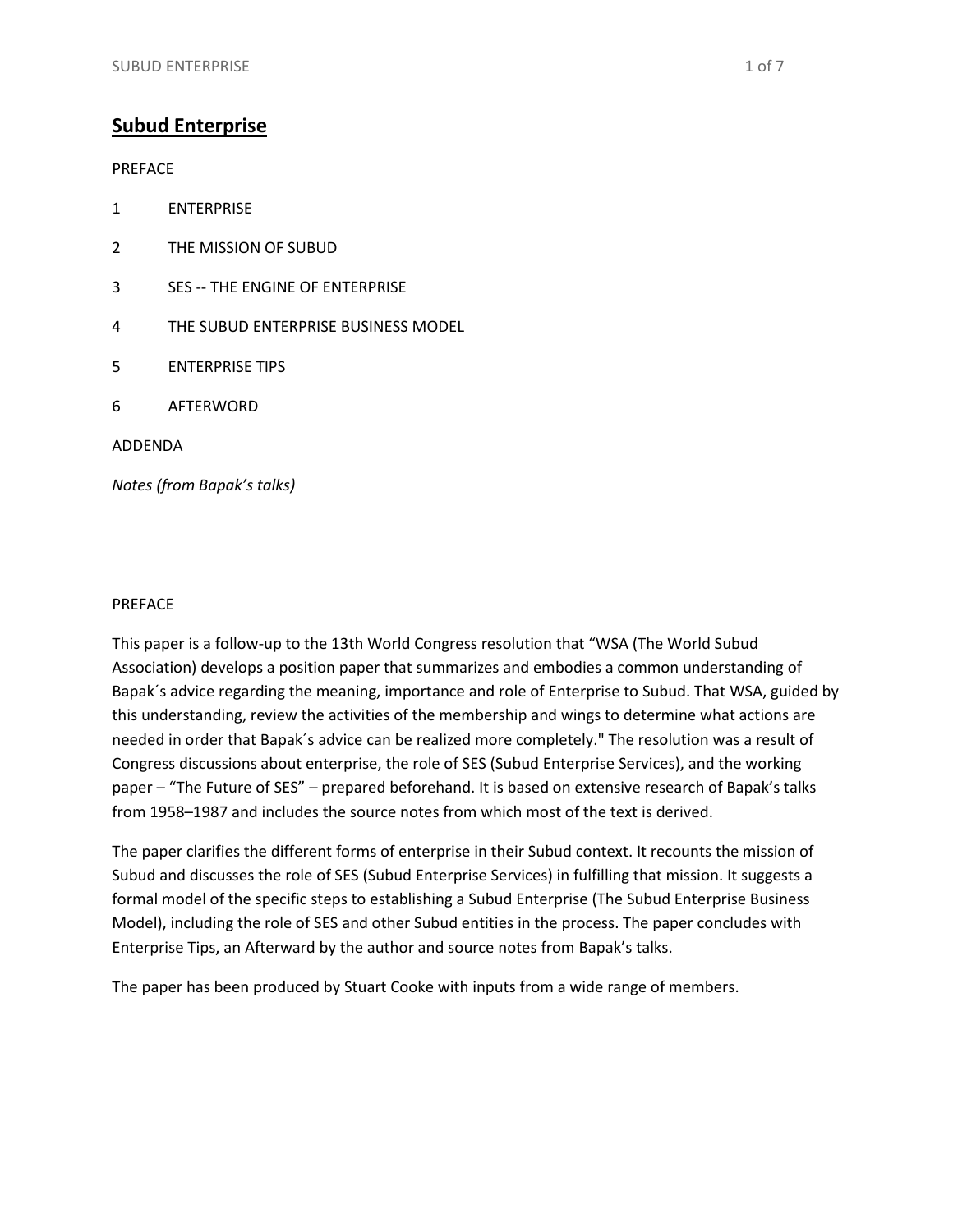# Subud Enterprise

PREFACE

1 ENTERPRISE

2 THE MISSION OF SUBUD

3 SES -- THE ENGINE OF ENTERPRISE

4 THE SUBUD ENTERPRISE BUSINESS MODEL

5 ENTERPRISE TIPS

6 AFTERWORD

ADDENDA

*Notes (from Bapak's talks)*

## PREFACE

This paper is a follow-up to the 13th World Congress resolution that "WSA (The World Subud Association) develops a position paper that summarizes and embodies a common understanding of Bapak´s advice regarding the meaning, importance and role of Enterprise to Subud. That WSA, guided by this understanding, review the activities of the membership and wings to determine what actions are needed in order that Bapak´s advice can be realized more completely." The resolution was a result of Congress discussions about enterprise, the role of SES (Subud Enterprise Services), and the working paper – "The Future of SES" – prepared beforehand. It is based on extensive research of Bapak's talks from 1958–1987 and includes the source notes from which most of the text is derived.

The paper clarifies the different forms of enterprise in their Subud context. It recounts the mission of Subud and discusses the role of SES (Subud Enterprise Services) in fulfilling that mission. It suggests a formal model of the specific steps to establishing a Subud Enterprise (The Subud Enterprise Business Model), including the role of SES and other Subud entities in the process. The paper concludes with Enterprise Tips, an Afterward by the author and source notes from Bapak's talks.

The paper has been produced by Stuart Cooke with inputs from a wide range of members.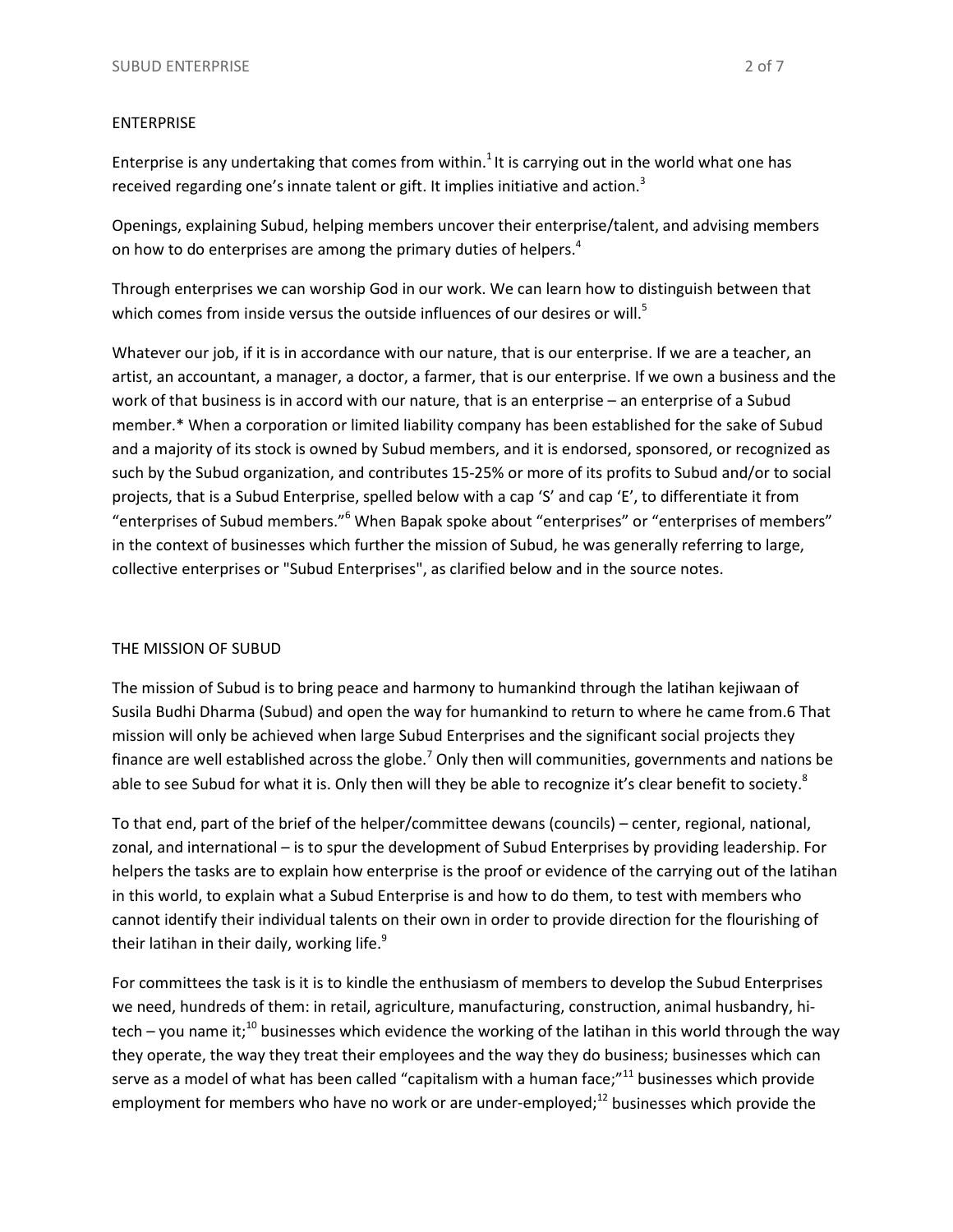## ENTERPRISE

Enterprise is any undertaking that comes from within.[1] It is carrying out in the world what one has received regarding one's innate talent or gift. It implies initiative and action.[3]

Openings, explaining Subud, helping members uncover their enterprise/talent, and advising members on how to do enterprises are among the primary duties of helpers.[4]

Through enterprises we can worship God in our work. We can learn how to distinguish between that which comes from inside versus the outside influences of our desires or will.[5]

Whatever our job, if it is in accordance with our nature, that is our enterprise. If we are a teacher, an artist, an accountant, a manager, a doctor, a farmer, that is our enterprise. If we own a business and the work of that business is in accord with our nature, that is an enterprise – an enterprise of a Subud member.* When a corporation or limited liability company has been established for the sake of Subud and a majority of its stock is owned by Subud members, and it is endorsed, sponsored, or recognized as such by the Subud organization, and contributes 15-25% or more of its profits to Subud and/or to social projects, that is a Subud Enterprise, spelled below with a cap 'S' and cap 'E', to differentiate it from "enterprises of Subud members."[6] When Bapak spoke about "enterprises" or "enterprises of members" in the context of businesses which further the mission of Subud, he was generally referring to large, collective enterprises or "Subud Enterprises", as clarified below and in the source notes.

## THE MISSION OF SUBUD

The mission of Subud is to bring peace and harmony to humankind through the latihan kejiwaan of Susila Budhi Dharma (Subud) and open the way for humankind to return to where he came from.6 That mission will only be achieved when large Subud Enterprises and the significant social projects they finance are well established across the globe.[7] Only then will communities, governments and nations be able to see Subud for what it is. Only then will they be able to recognize it's clear benefit to society.[8]

To that end, part of the brief of the helper/committee dewans (councils) – center, regional, national, zonal, and international – is to spur the development of Subud Enterprises by providing leadership. For helpers the tasks are to explain how enterprise is the proof or evidence of the carrying out of the latihan in this world, to explain what a Subud Enterprise is and how to do them, to test with members who cannot identify their individual talents on their own in order to provide direction for the flourishing of their latihan in their daily, working life.[9]

For committees the task is it is to kindle the enthusiasm of members to develop the Subud Enterprises we need, hundreds of them: in retail, agriculture, manufacturing, construction, animal husbandry, hi-tech – you name it;[10] businesses which evidence the working of the latihan in this world through the way they operate, the way they treat their employees and the way they do business; businesses which can serve as a model of what has been called "capitalism with a human face;"[11] businesses which provide employment for members who have no work or are under-employed;[12] businesses which provide the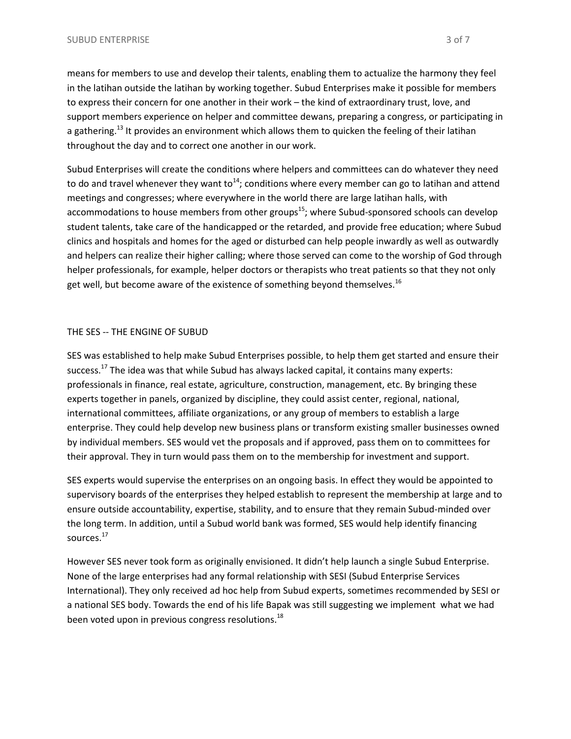means for members to use and develop their talents, enabling them to actualize the harmony they feel in the latihan outside the latihan by working together. Subud Enterprises make it possible for members to express their concern for one another in their work – the kind of extraordinary trust, love, and support members experience on helper and committee dewans, preparing a congress, or participating in a gathering.[13] It provides an environment which allows them to quicken the feeling of their latihan throughout the day and to correct one another in our work.

Subud Enterprises will create the conditions where helpers and committees can do whatever they need to do and travel whenever they want to[14]; conditions where every member can go to latihan and attend meetings and congresses; where everywhere in the world there are large latihan halls, with accommodations to house members from other groups[15]; where Subud-sponsored schools can develop student talents, take care of the handicapped or the retarded, and provide free education; where Subud clinics and hospitals and homes for the aged or disturbed can help people inwardly as well as outwardly and helpers can realize their higher calling; where those served can come to the worship of God through helper professionals, for example, helper doctors or therapists who treat patients so that they not only get well, but become aware of the existence of something beyond themselves.[16]

## THE SES -- THE ENGINE OF SUBUD

SES was established to help make Subud Enterprises possible, to help them get started and ensure their success.[17] The idea was that while Subud has always lacked capital, it contains many experts: professionals in finance, real estate, agriculture, construction, management, etc. By bringing these experts together in panels, organized by discipline, they could assist center, regional, national, international committees, affiliate organizations, or any group of members to establish a large enterprise. They could help develop new business plans or transform existing smaller businesses owned by individual members. SES would vet the proposals and if approved, pass them on to committees for their approval. They in turn would pass them on to the membership for investment and support.

SES experts would supervise the enterprises on an ongoing basis. In effect they would be appointed to supervisory boards of the enterprises they helped establish to represent the membership at large and to ensure outside accountability, expertise, stability, and to ensure that they remain Subud-minded over the long term. In addition, until a Subud world bank was formed, SES would help identify financing sources.[17]

However SES never took form as originally envisioned. It didn't help launch a single Subud Enterprise. None of the large enterprises had any formal relationship with SESI (Subud Enterprise Services International). They only received ad hoc help from Subud experts, sometimes recommended by SESI or a national SES body. Towards the end of his life Bapak was still suggesting we implement what we had been voted upon in previous congress resolutions.[18]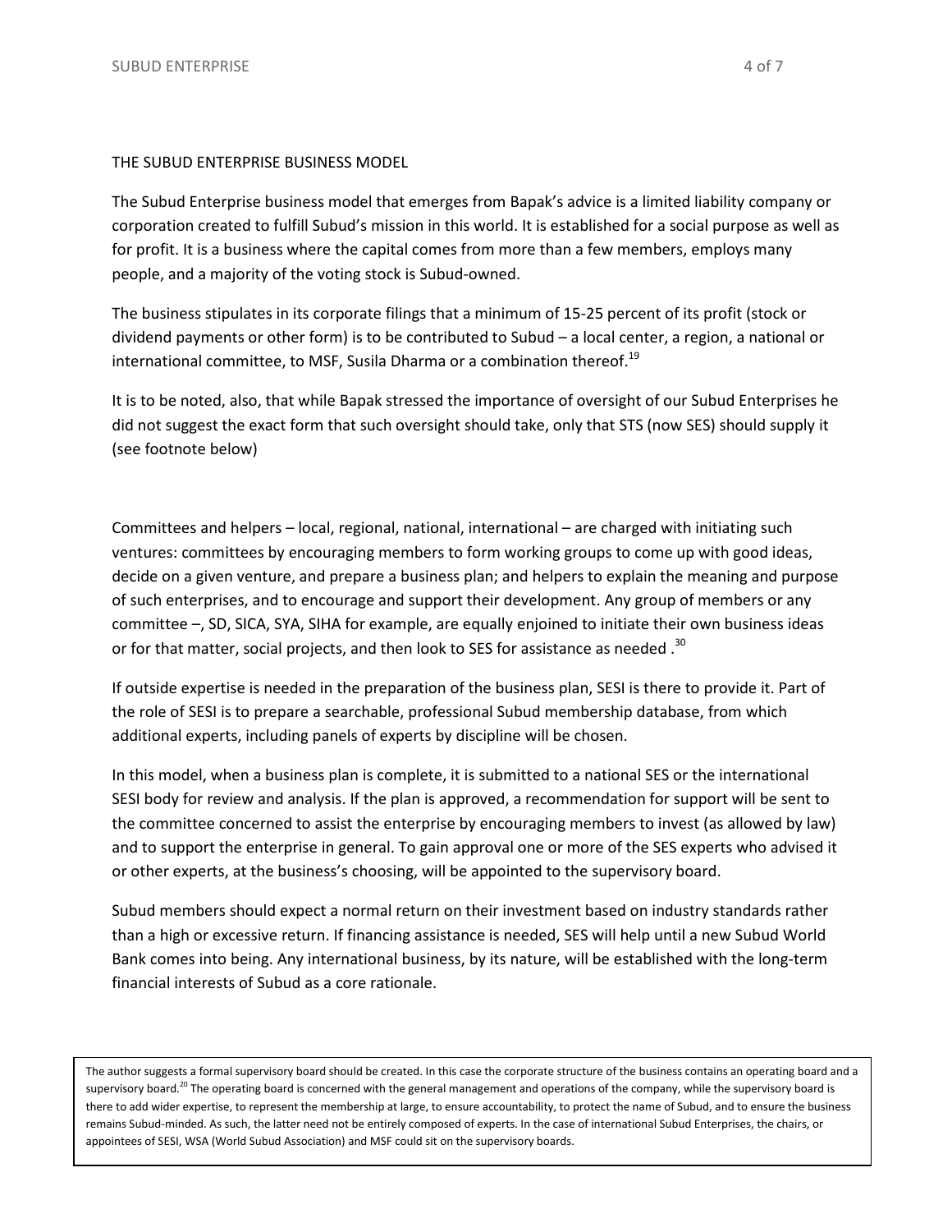## THE SUBUD ENTERPRISE BUSINESS MODEL

The Subud Enterprise business model that emerges from Bapak's advice is a limited liability company or corporation created to fulfill Subud's mission in this world. It is established for a social purpose as well as for profit. It is a business where the capital comes from more than a few members, employs many people, and a majority of the voting stock is Subud-owned.

The business stipulates in its corporate filings that a minimum of 15-25 percent of its profit (stock or dividend payments or other form) is to be contributed to Subud – a local center, a region, a national or international committee, to MSF, Susila Dharma or a combination thereof.[19]

It is to be noted, also, that while Bapak stressed the importance of oversight of our Subud Enterprises he did not suggest the exact form that such oversight should take, only that STS (now SES) should supply it (see footnote below)

Committees and helpers – local, regional, national, international – are charged with initiating such ventures: committees by encouraging members to form working groups to come up with good ideas, decide on a given venture, and prepare a business plan; and helpers to explain the meaning and purpose of such enterprises, and to encourage and support their development. Any group of members or any committee –, SD, SICA, SYA, SIHA for example, are equally enjoined to initiate their own business ideas or for that matter, social projects, and then look to SES for assistance as needed .[30]

If outside expertise is needed in the preparation of the business plan, SESI is there to provide it. Part of the role of SESI is to prepare a searchable, professional Subud membership database, from which additional experts, including panels of experts by discipline will be chosen.

In this model, when a business plan is complete, it is submitted to a national SES or the international SESI body for review and analysis. If the plan is approved, a recommendation for support will be sent to the committee concerned to assist the enterprise by encouraging members to invest (as allowed by law) and to support the enterprise in general. To gain approval one or more of the SES experts who advised it or other experts, at the business's choosing, will be appointed to the supervisory board.

Subud members should expect a normal return on their investment based on industry standards rather than a high or excessive return. If financing assistance is needed, SES will help until a new Subud World Bank comes into being. Any international business, by its nature, will be established with the long-term financial interests of Subud as a core rationale.

> The author suggests a formal supervisory board should be created. In this case the corporate structure of the business contains an operating board and a supervisory board.[20] The operating board is concerned with the general management and operations of the company, while the supervisory board is there to add wider expertise, to represent the membership at large, to ensure accountability, to protect the name of Subud, and to ensure the business remains Subud-minded. As such, the latter need not be entirely composed of experts. In the case of international Subud Enterprises, the chairs, or appointees of SESI, WSA (World Subud Association) and MSF could sit on the supervisory boards.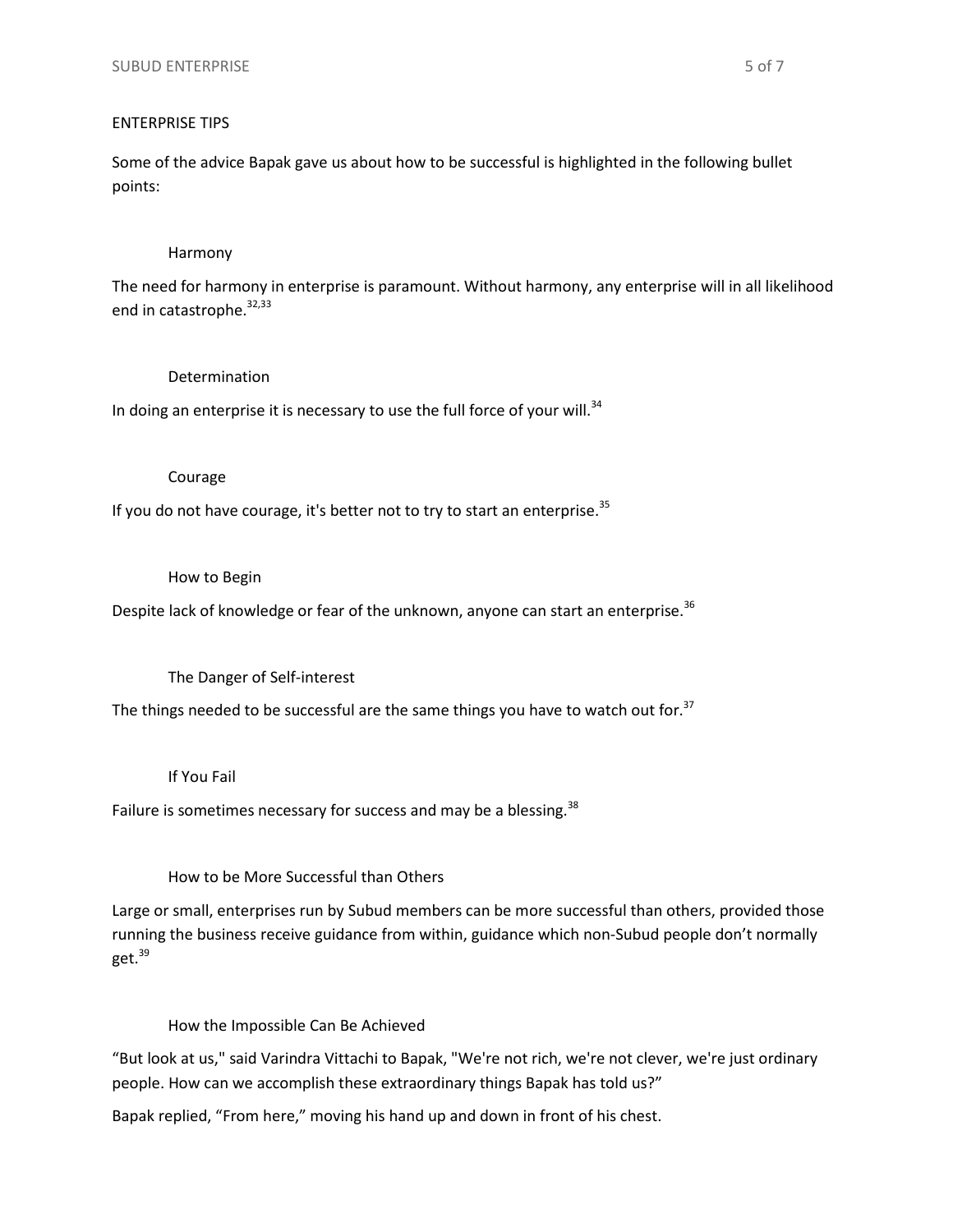## ENTERPRISE TIPS

Some of the advice Bapak gave us about how to be successful is highlighted in the following bullet points:

### Harmony

The need for harmony in enterprise is paramount. Without harmony, any enterprise will in all likelihood end in catastrophe.[32,33]

### Determination

In doing an enterprise it is necessary to use the full force of your will.[34]

### Courage

If you do not have courage, it's better not to try to start an enterprise.[35]

### How to Begin

Despite lack of knowledge or fear of the unknown, anyone can start an enterprise.[36]

### The Danger of Self-interest

The things needed to be successful are the same things you have to watch out for.[37]

### If You Fail

Failure is sometimes necessary for success and may be a blessing.[38]

### How to be More Successful than Others

Large or small, enterprises run by Subud members can be more successful than others, provided those running the business receive guidance from within, guidance which non-Subud people don't normally get.[39]

### How the Impossible Can Be Achieved

"But look at us," said Varindra Vittachi to Bapak, "We're not rich, we're not clever, we're just ordinary people. How can we accomplish these extraordinary things Bapak has told us?"

Bapak replied, "From here," moving his hand up and down in front of his chest.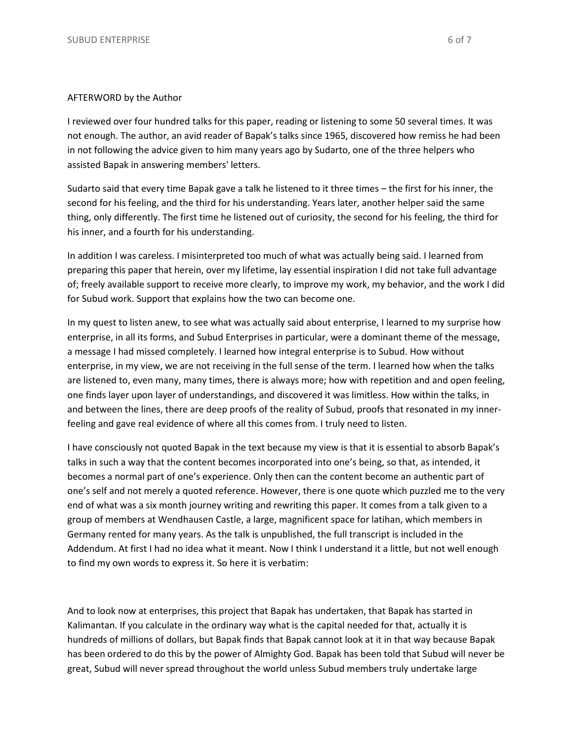AFTERWORD by the Author

I reviewed over four hundred talks for this paper, reading or listening to some 50 several times. It was not enough. The author, an avid reader of Bapak's talks since 1965, discovered how remiss he had been in not following the advice given to him many years ago by Sudarto, one of the three helpers who assisted Bapak in answering members' letters.

Sudarto said that every time Bapak gave a talk he listened to it three times – the first for his inner, the second for his feeling, and the third for his understanding. Years later, another helper said the same thing, only differently. The first time he listened out of curiosity, the second for his feeling, the third for his inner, and a fourth for his understanding.

In addition I was careless. I misinterpreted too much of what was actually being said. I learned from preparing this paper that herein, over my lifetime, lay essential inspiration I did not take full advantage of; freely available support to receive more clearly, to improve my work, my behavior, and the work I did for Subud work. Support that explains how the two can become one.

In my quest to listen anew, to see what was actually said about enterprise, I learned to my surprise how enterprise, in all its forms, and Subud Enterprises in particular, were a dominant theme of the message, a message I had missed completely. I learned how integral enterprise is to Subud. How without enterprise, in my view, we are not receiving in the full sense of the term. I learned how when the talks are listened to, even many, many times, there is always more; how with repetition and and open feeling, one finds layer upon layer of understandings, and discovered it was limitless. How within the talks, in and between the lines, there are deep proofs of the reality of Subud, proofs that resonated in my inner-feeling and gave real evidence of where all this comes from. I truly need to listen.

I have consciously not quoted Bapak in the text because my view is that it is essential to absorb Bapak's talks in such a way that the content becomes incorporated into one's being, so that, as intended, it becomes a normal part of one's experience. Only then can the content become an authentic part of one's self and not merely a quoted reference. However, there is one quote which puzzled me to the very end of what was a six month journey writing and rewriting this paper. It comes from a talk given to a group of members at Wendhausen Castle, a large, magnificent space for latihan, which members in Germany rented for many years. As the talk is unpublished, the full transcript is included in the Addendum. At first I had no idea what it meant. Now I think I understand it a little, but not well enough to find my own words to express it. So here it is verbatim:

And to look now at enterprises, this project that Bapak has undertaken, that Bapak has started in Kalimantan. If you calculate in the ordinary way what is the capital needed for that, actually it is hundreds of millions of dollars, but Bapak finds that Bapak cannot look at it in that way because Bapak has been ordered to do this by the power of Almighty God. Bapak has been told that Subud will never be great, Subud will never spread throughout the world unless Subud members truly undertake large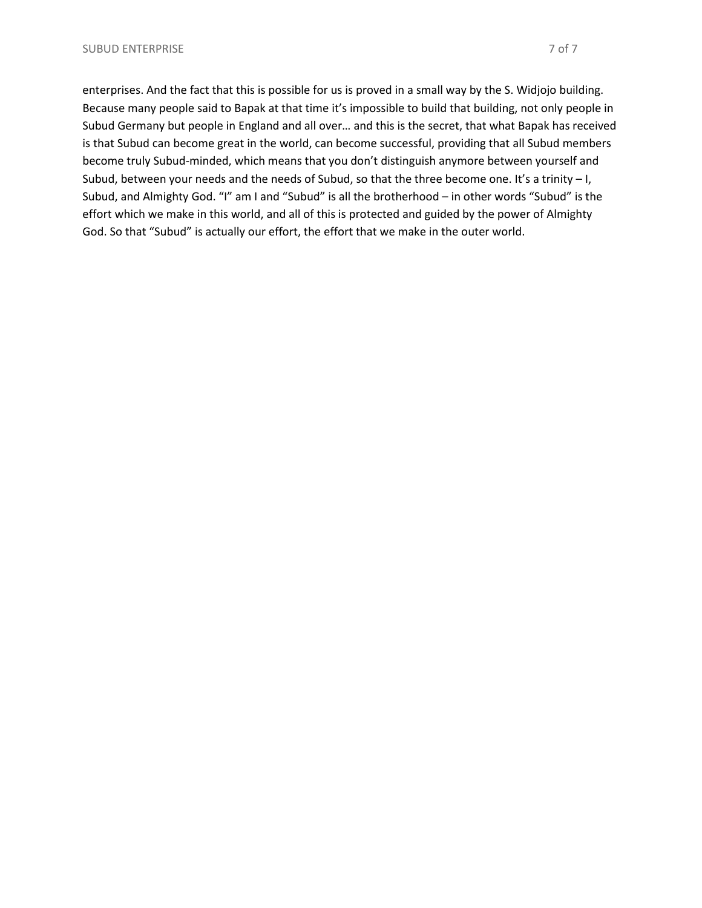enterprises. And the fact that this is possible for us is proved in a small way by the S. Widjojo building. Because many people said to Bapak at that time it's impossible to build that building, not only people in Subud Germany but people in England and all over… and this is the secret, that what Bapak has received is that Subud can become great in the world, can become successful, providing that all Subud members become truly Subud-minded, which means that you don't distinguish anymore between yourself and Subud, between your needs and the needs of Subud, so that the three become one. It's a trinity – I, Subud, and Almighty God. "I" am I and "Subud" is all the brotherhood – in other words "Subud" is the effort which we make in this world, and all of this is protected and guided by the power of Almighty God. So that "Subud" is actually our effort, the effort that we make in the outer world.